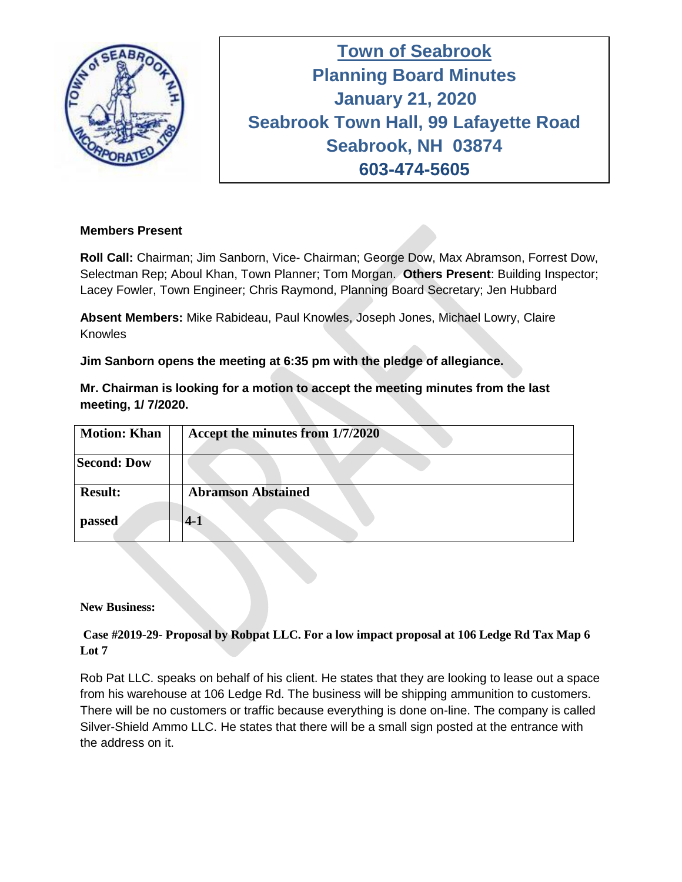# Town of Seabrook
## Planning Board Minutes
## January 21, 2020
## Seabrook Town Hall, 99 Lafayette Road
## Seabrook, NH 03874
## 603-474-5605

**Members Present**

**Roll Call:** Chairman; Jim Sanborn, Vice- Chairman; George Dow, Max Abramson, Forrest Dow, Selectman Rep; Aboul Khan, Town Planner; Tom Morgan. **Others Present**: Building Inspector; Lacey Fowler, Town Engineer; Chris Raymond, Planning Board Secretary; Jen Hubbard

**Absent Members:** Mike Rabideau, Paul Knowles, Joseph Jones, Michael Lowry, Claire Knowles

**Jim Sanborn opens the meeting at 6:35 pm with the pledge of allegiance.**

**Mr. Chairman is looking for a motion to accept the meeting minutes from the last meeting, 1/ 7/2020.**

| **Motion: Khan** | | **Accept the minutes from 1/7/2020** |
|---|---|---|
| **Second: Dow** | | |
| **Result:**<br><br>**passed** | | **Abramson Abstained**<br><br>**4-1** |

**New Business:**

**Case #2019-29- Proposal by Robpat LLC. For a low impact proposal at 106 Ledge Rd Tax Map 6 Lot 7**

Rob Pat LLC. speaks on behalf of his client. He states that they are looking to lease out a space from his warehouse at 106 Ledge Rd. The business will be shipping ammunition to customers. There will be no customers or traffic because everything is done on-line. The company is called Silver-Shield Ammo LLC. He states that there will be a small sign posted at the entrance with the address on it.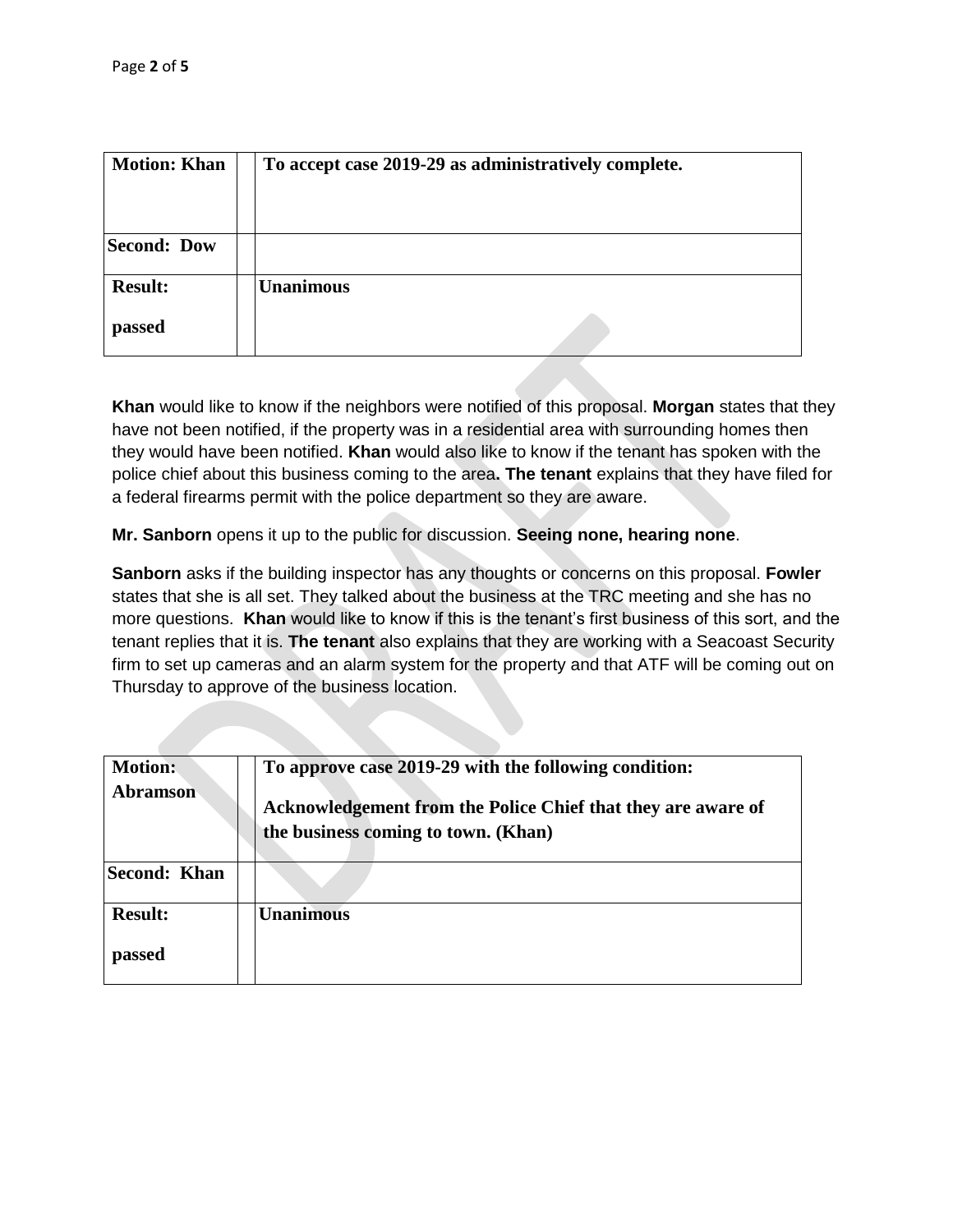| **Motion: Khan** | | **To accept case 2019-29 as administratively complete.** |
| --- | --- | --- |
| **Second: Dow** | | |
| **Result:** **passed** | | **Unanimous** |

**Khan** would like to know if the neighbors were notified of this proposal. **Morgan** states that they have not been notified, if the property was in a residential area with surrounding homes then they would have been notified. **Khan** would also like to know if the tenant has spoken with the police chief about this business coming to the area**. The tenant** explains that they have filed for a federal firearms permit with the police department so they are aware.

**Mr. Sanborn** opens it up to the public for discussion. **Seeing none, hearing none**.

**Sanborn** asks if the building inspector has any thoughts or concerns on this proposal. **Fowler** states that she is all set. They talked about the business at the TRC meeting and she has no more questions. **Khan** would like to know if this is the tenant's first business of this sort, and the tenant replies that it is. **The tenant** also explains that they are working with a Seacoast Security firm to set up cameras and an alarm system for the property and that ATF will be coming out on Thursday to approve of the business location.

| **Motion: Abramson** | | **To approve case 2019-29 with the following condition:** **Acknowledgement from the Police Chief that they are aware of the business coming to town. (Khan)** |
| --- | --- | --- |
| **Second: Khan** | | |
| **Result:** **passed** | | **Unanimous** |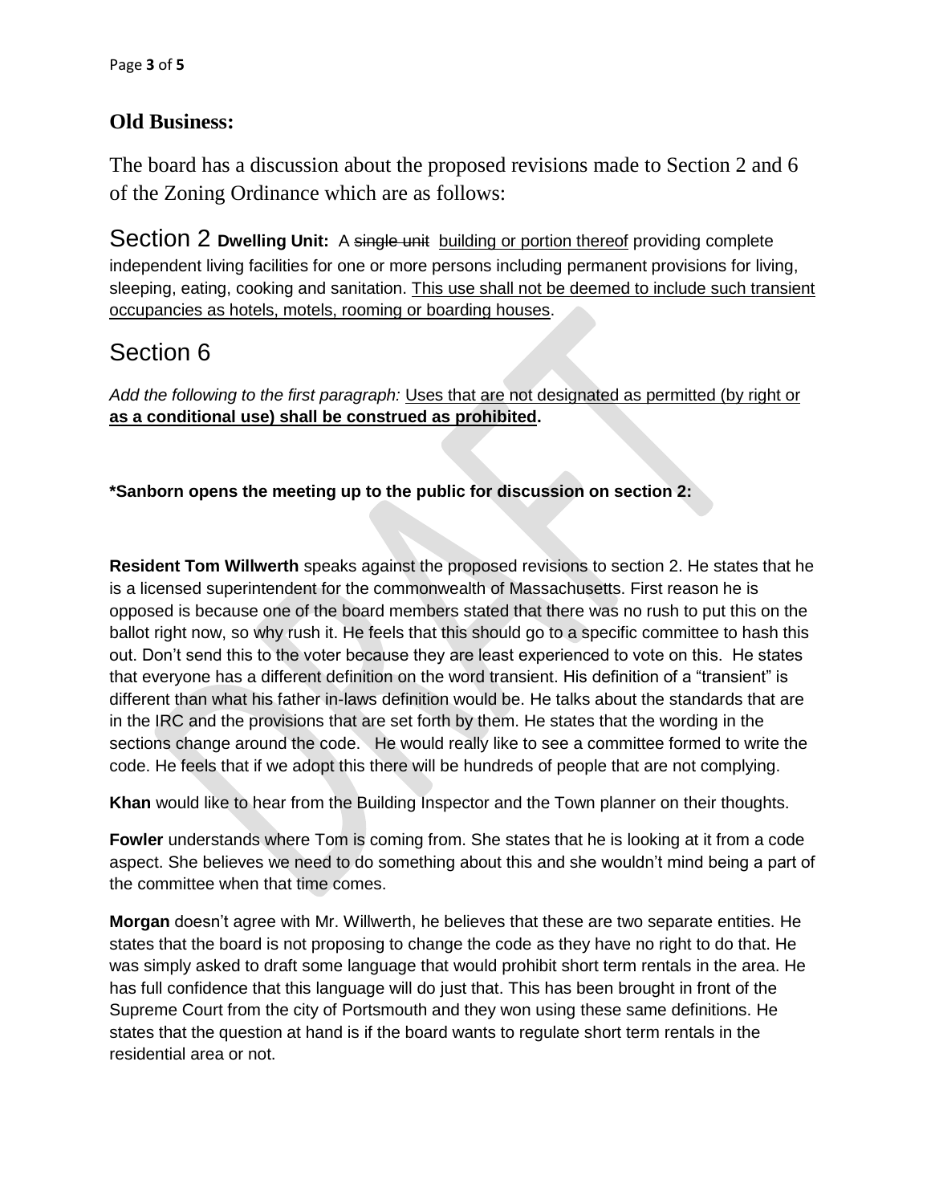## Old Business:

The board has a discussion about the proposed revisions made to Section 2 and 6 of the Zoning Ordinance which are as follows:

Section 2 **Dwelling Unit:** A ~~single unit~~ <u>building or portion thereof</u> providing complete independent living facilities for one or more persons including permanent provisions for living, sleeping, eating, cooking and sanitation. <u>This use shall not be deemed to include such transient occupancies as hotels, motels, rooming or boarding houses</u>.

## Section 6

*Add the following to the first paragraph:* <u>Uses that are not designated as permitted (by right or **as a conditional use) shall be construed as prohibited**</u>**.**

**\*Sanborn opens the meeting up to the public for discussion on section 2:**

**Resident Tom Willwerth** speaks against the proposed revisions to section 2. He states that he is a licensed superintendent for the commonwealth of Massachusetts. First reason he is opposed is because one of the board members stated that there was no rush to put this on the ballot right now, so why rush it. He feels that this should go to a specific committee to hash this out. Don't send this to the voter because they are least experienced to vote on this. He states that everyone has a different definition on the word transient. His definition of a "transient" is different than what his father in-laws definition would be. He talks about the standards that are in the IRC and the provisions that are set forth by them. He states that the wording in the sections change around the code. He would really like to see a committee formed to write the code. He feels that if we adopt this there will be hundreds of people that are not complying.

**Khan** would like to hear from the Building Inspector and the Town planner on their thoughts.

**Fowler** understands where Tom is coming from. She states that he is looking at it from a code aspect. She believes we need to do something about this and she wouldn't mind being a part of the committee when that time comes.

**Morgan** doesn't agree with Mr. Willwerth, he believes that these are two separate entities. He states that the board is not proposing to change the code as they have no right to do that. He was simply asked to draft some language that would prohibit short term rentals in the area. He has full confidence that this language will do just that. This has been brought in front of the Supreme Court from the city of Portsmouth and they won using these same definitions. He states that the question at hand is if the board wants to regulate short term rentals in the residential area or not.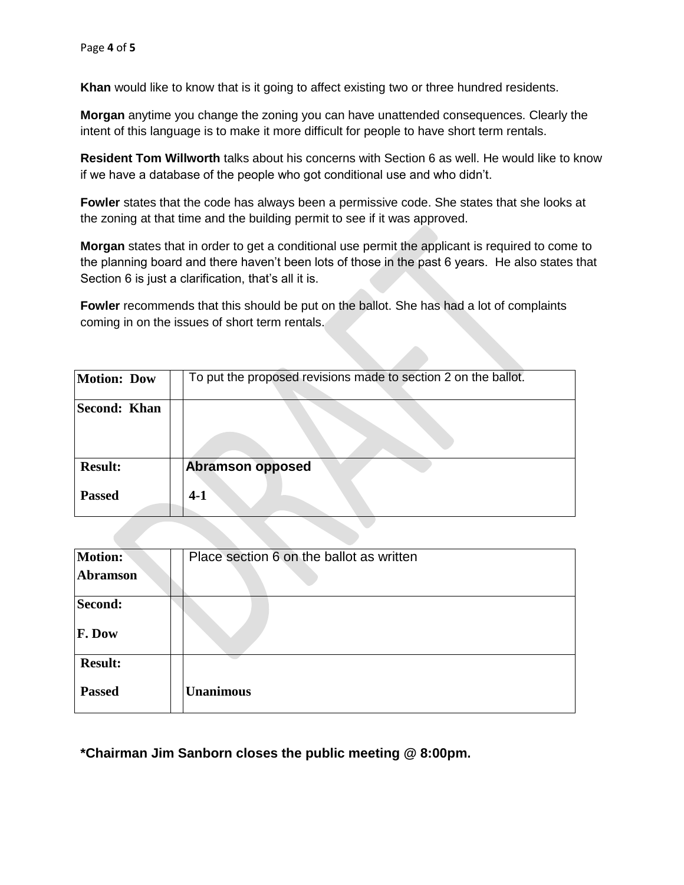**Khan** would like to know that is it going to affect existing two or three hundred residents.

**Morgan** anytime you change the zoning you can have unattended consequences. Clearly the intent of this language is to make it more difficult for people to have short term rentals.

**Resident Tom Willworth** talks about his concerns with Section 6 as well. He would like to know if we have a database of the people who got conditional use and who didn't.

**Fowler** states that the code has always been a permissive code. She states that she looks at the zoning at that time and the building permit to see if it was approved.

**Morgan** states that in order to get a conditional use permit the applicant is required to come to the planning board and there haven't been lots of those in the past 6 years. He also states that Section 6 is just a clarification, that's all it is.

**Fowler** recommends that this should be put on the ballot. She has had a lot of complaints coming in on the issues of short term rentals.

| **Motion: Dow** | | To put the proposed revisions made to section 2 on the ballot. |
|---|---|---|
| **Second: Khan** | | |
| **Result:**<br><br>**Passed** | | **Abramson opposed**<br><br>**4-1** |

| **Motion:**<br>**Abramson** | | Place section 6 on the ballot as written |
|---|---|---|
| **Second:**<br><br>**F. Dow** | | |
| **Result:**<br><br>**Passed** | | **Unanimous** |

**\*Chairman Jim Sanborn closes the public meeting @ 8:00pm.**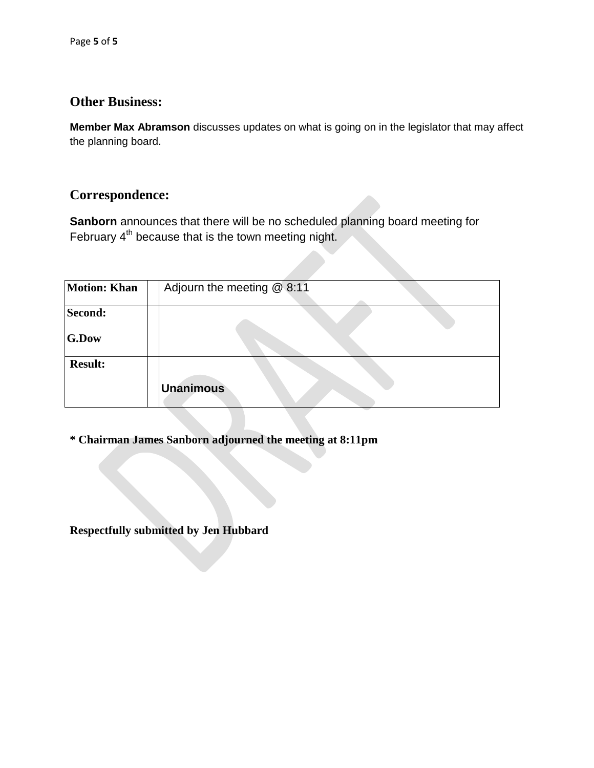## Other Business:

**Member Max Abramson** discusses updates on what is going on in the legislator that may affect the planning board.

## Correspondence:

**Sanborn** announces that there will be no scheduled planning board meeting for February 4th because that is the town meeting night.

| | | |
|---|---|---|
| **Motion: Khan** | | Adjourn the meeting @ 8:11 |
| **Second:** **G.Dow** | | |
| **Result:** | | **Unanimous** |

**\* Chairman James Sanborn adjourned the meeting at 8:11pm**

**Respectfully submitted by Jen Hubbard**